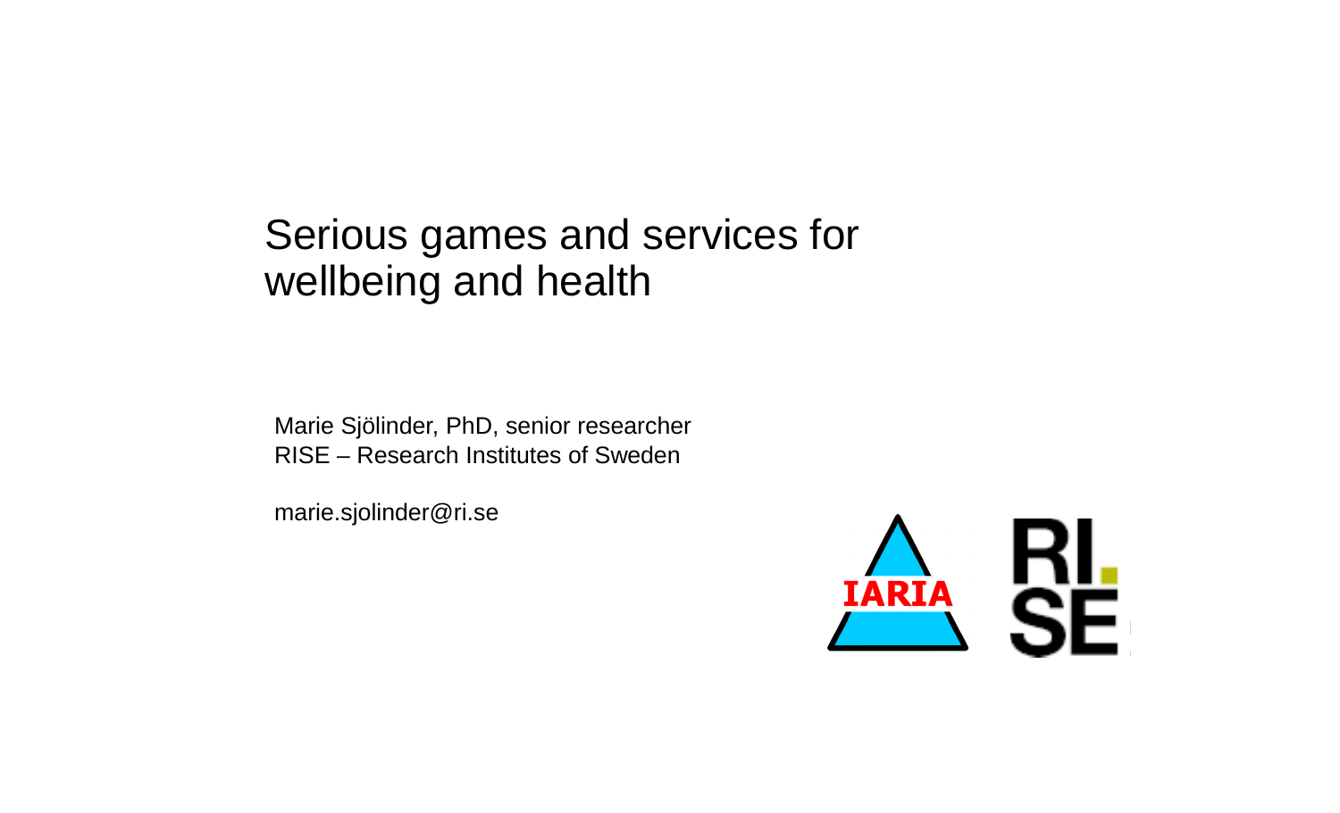# Serious games and services for wellbeing and health

Marie Sjölinder, PhD, senior researcher
RISE – Research Institutes of Sweden

marie.sjolinder@ri.se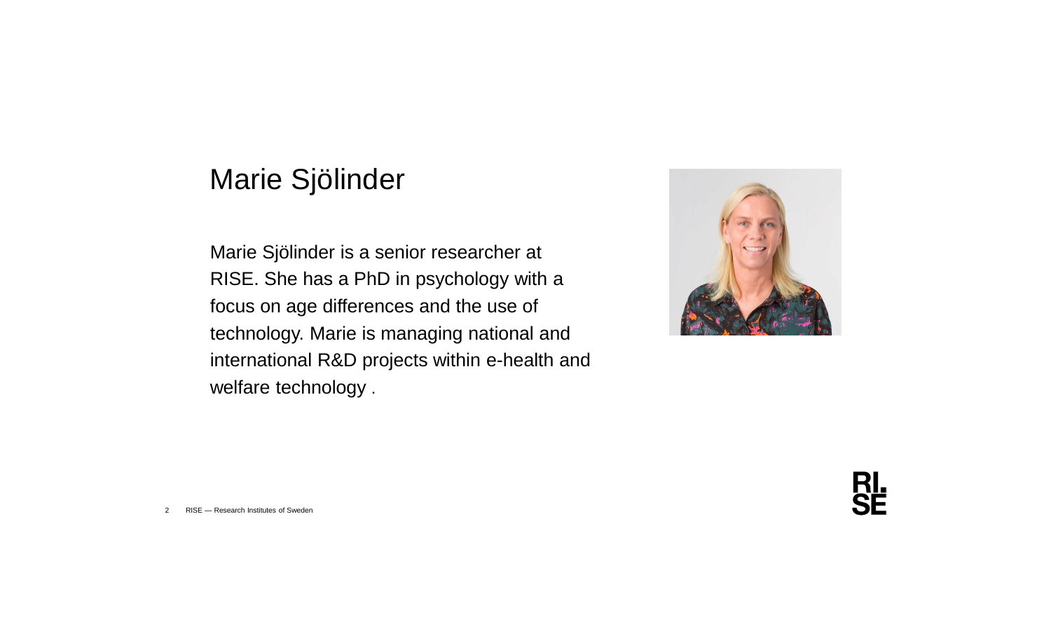# Marie Sjölinder

Marie Sjölinder is a senior researcher at RISE. She has a PhD in psychology with a focus on age differences and the use of technology. Marie is managing national and international R&D projects within e-health and welfare technology .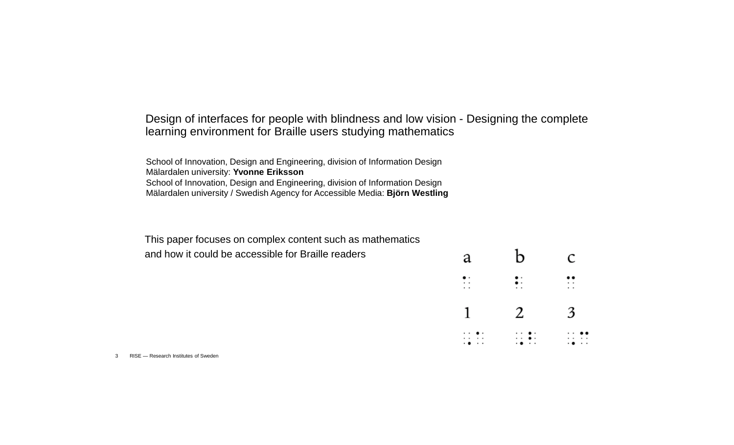Design of interfaces for people with blindness and low vision - Designing the complete learning environment for Braille users studying mathematics

School of Innovation, Design and Engineering, division of Information Design
Mälardalen university: **Yvonne Eriksson**
School of Innovation, Design and Engineering, division of Information Design
Mälardalen university / Swedish Agency for Accessible Media: **Björn Westling**

This paper focuses on complex content such as mathematics and how it could be accessible for Braille readers

| a | b | c |
|---|---|---|
| ⠁ | ⠃ | ⠉ |
| 1 | 2 | 3 |
| ⠼⠁ | ⠼⠃ | ⠼⠉ |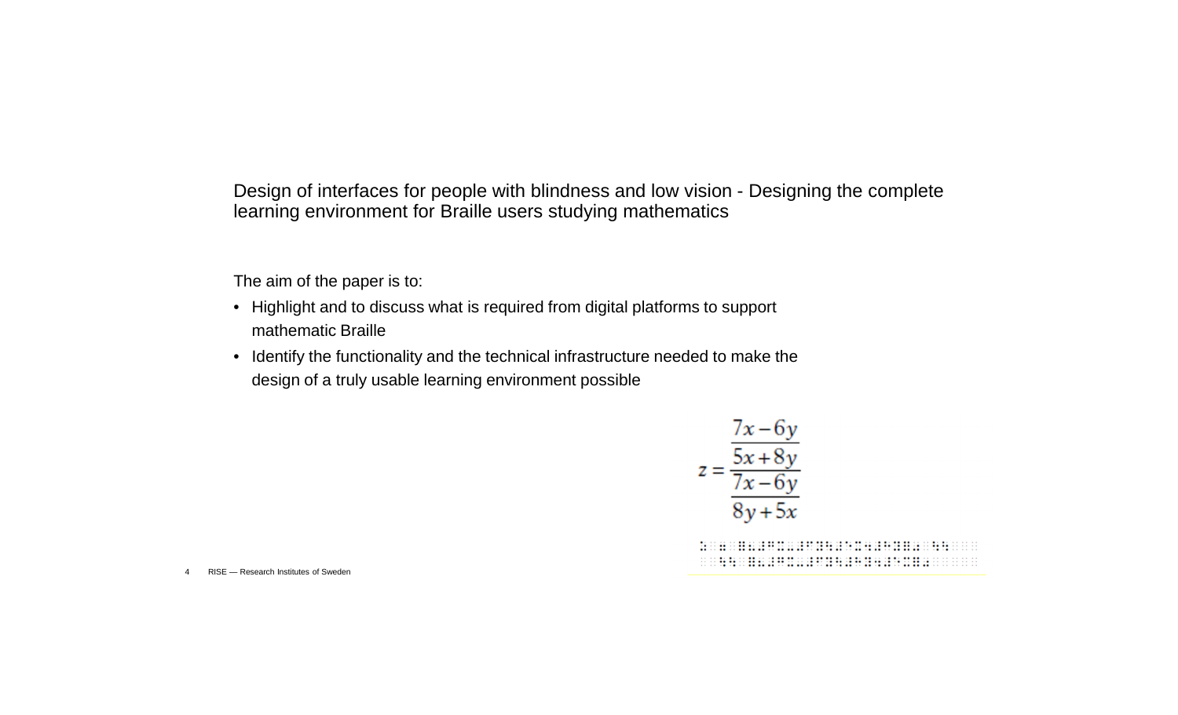Design of interfaces for people with blindness and low vision - Designing the complete learning environment for Braille users studying mathematics

The aim of the paper is to:

- Highlight and to discuss what is required from digital platforms to support mathematic Braille
- Identify the functionality and the technical infrastructure needed to make the design of a truly usable learning environment possible

$$z = \frac{\dfrac{7x-6y}{5x+8y}}{\dfrac{7x-6y}{8y+5x}}$$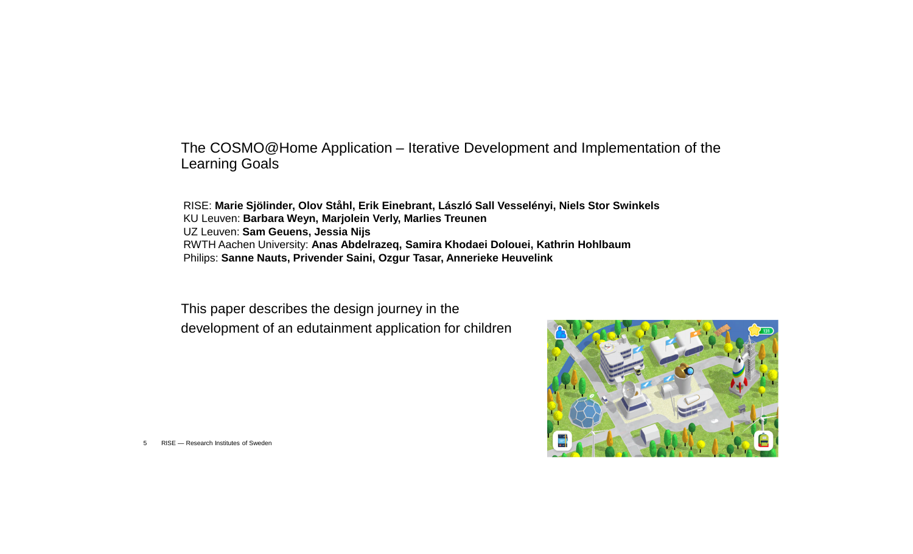The COSMO@Home Application – Iterative Development and Implementation of the Learning Goals

RISE: **Marie Sjölinder, Olov Ståhl, Erik Einebrant, László Sall Vesselényi, Niels Stor Swinkels**
KU Leuven: **Barbara Weyn, Marjolein Verly, Marlies Treunen**
UZ Leuven: **Sam Geuens, Jessia Nijs**
RWTH Aachen University: **Anas Abdelrazeq, Samira Khodaei Dolouei, Kathrin Hohlbaum**
Philips: **Sanne Nauts, Privender Saini, Ozgur Tasar, Annerieke Heuvelink**

This paper describes the design journey in the development of an edutainment application for children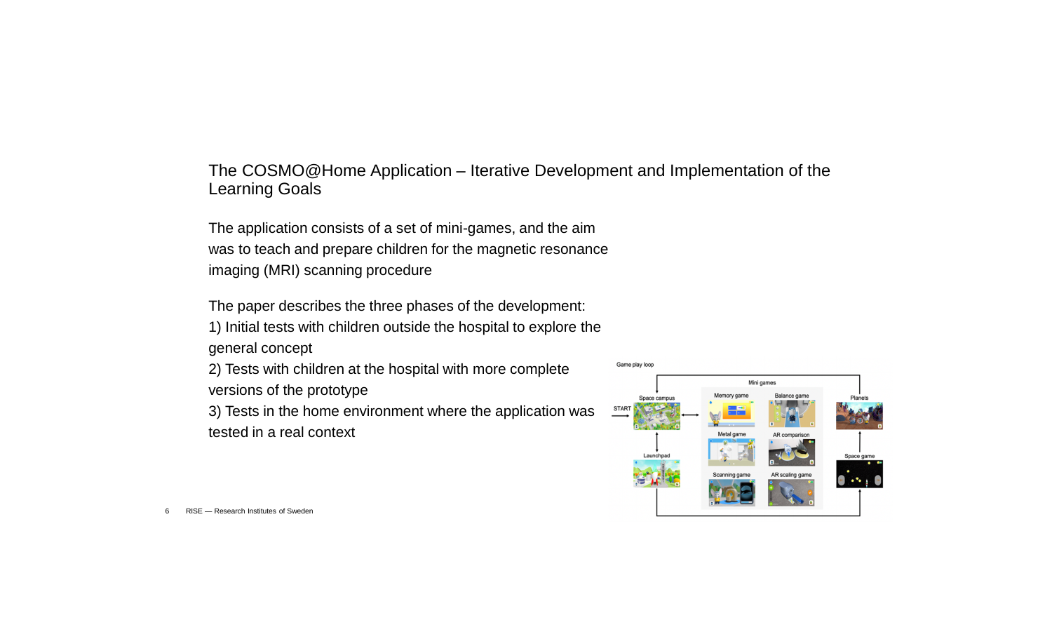## The COSMO@Home Application – Iterative Development and Implementation of the Learning Goals

The application consists of a set of mini-games, and the aim was to teach and prepare children for the magnetic resonance imaging (MRI) scanning procedure

The paper describes the three phases of the development:
1) Initial tests with children outside the hospital to explore the general concept
2) Tests with children at the hospital with more complete versions of the prototype
3) Tests in the home environment where the application was tested in a real context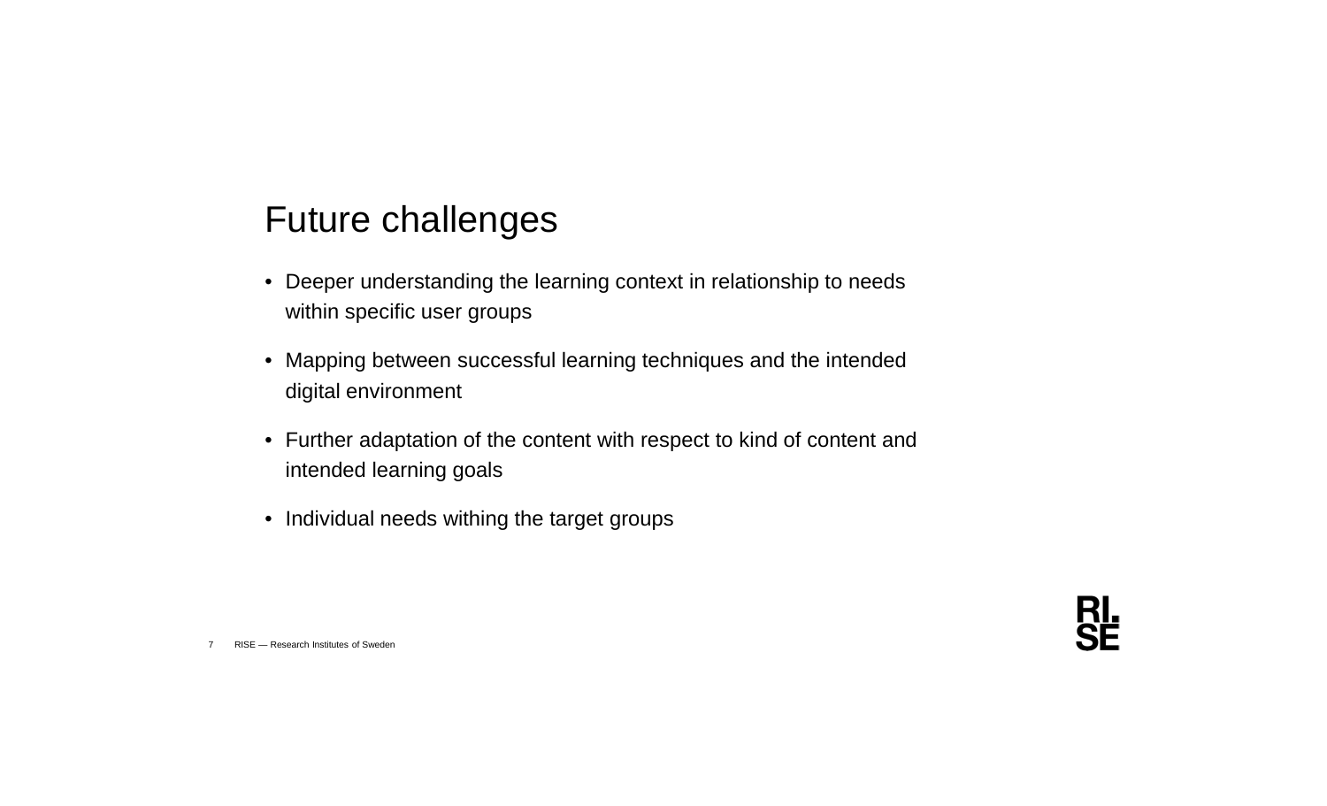# Future challenges

- Deeper understanding the learning context in relationship to needs within specific user groups
- Mapping between successful learning techniques and the intended digital environment
- Further adaptation of the content with respect to kind of content and intended learning goals
- Individual needs withing the target groups